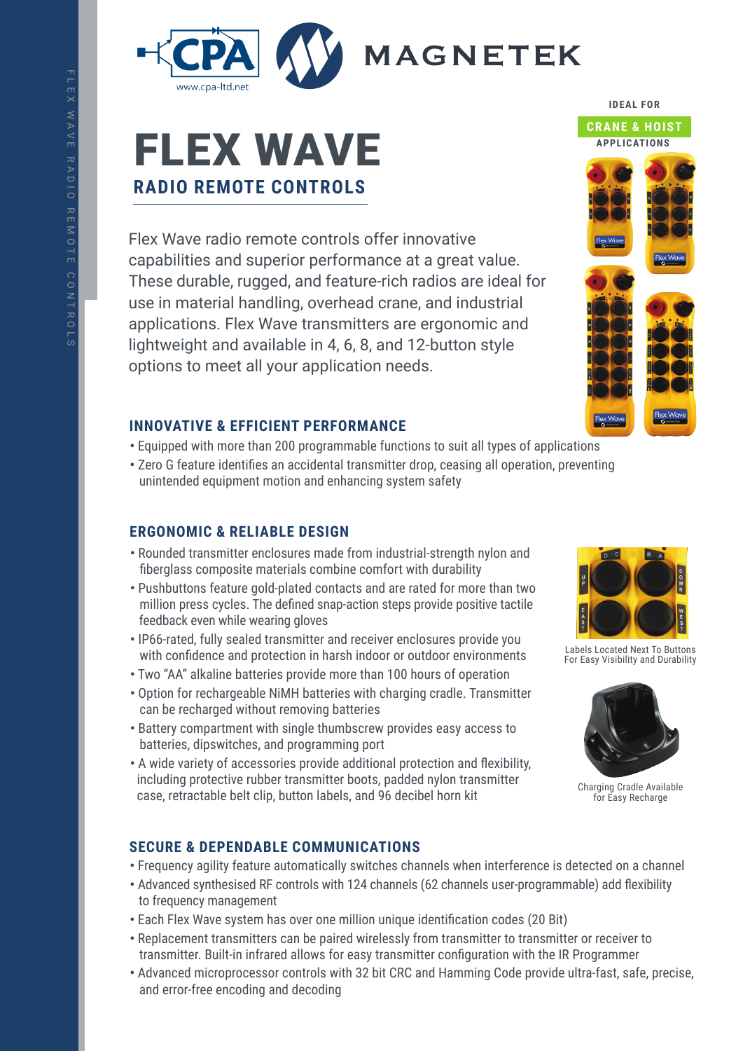# FLEX WAVE

## RADIO REMOTE CONTROLS

IDEAL FOR

**CRANE & HOIST**

APPLICATIONS

Flex Wave radio remote controls offer innovative capabilities and superior performance at a great value. These durable, rugged, and feature-rich radios are ideal for use in material handling, overhead crane, and industrial applications. Flex Wave transmitters are ergonomic and lightweight and available in 4, 6, 8, and 12-button style options to meet all your application needs.

### INNOVATIVE & EFFICIENT PERFORMANCE

- Equipped with more than 200 programmable functions to suit all types of applications
- Zero G feature identifies an accidental transmitter drop, ceasing all operation, preventing unintended equipment motion and enhancing system safety

### ERGONOMIC & RELIABLE DESIGN

- Rounded transmitter enclosures made from industrial-strength nylon and fiberglass composite materials combine comfort with durability
- Pushbuttons feature gold-plated contacts and are rated for more than two million press cycles. The defined snap-action steps provide positive tactile feedback even while wearing gloves
- IP66-rated, fully sealed transmitter and receiver enclosures provide you with confidence and protection in harsh indoor or outdoor environments
- Two "AA" alkaline batteries provide more than 100 hours of operation
- Option for rechargeable NiMH batteries with charging cradle. Transmitter can be recharged without removing batteries
- Battery compartment with single thumbscrew provides easy access to batteries, dipswitches, and programming port
- A wide variety of accessories provide additional protection and flexibility, including protective rubber transmitter boots, padded nylon transmitter case, retractable belt clip, button labels, and 96 decibel horn kit

Labels Located Next To Buttons For Easy Visibility and Durability

Charging Cradle Available for Easy Recharge

### SECURE & DEPENDABLE COMMUNICATIONS

- Frequency agility feature automatically switches channels when interference is detected on a channel
- Advanced synthesised RF controls with 124 channels (62 channels user-programmable) add flexibility to frequency management
- Each Flex Wave system has over one million unique identification codes (20 Bit)
- Replacement transmitters can be paired wirelessly from transmitter to transmitter or receiver to transmitter. Built-in infrared allows for easy transmitter configuration with the IR Programmer
- Advanced microprocessor controls with 32 bit CRC and Hamming Code provide ultra-fast, safe, precise, and error-free encoding and decoding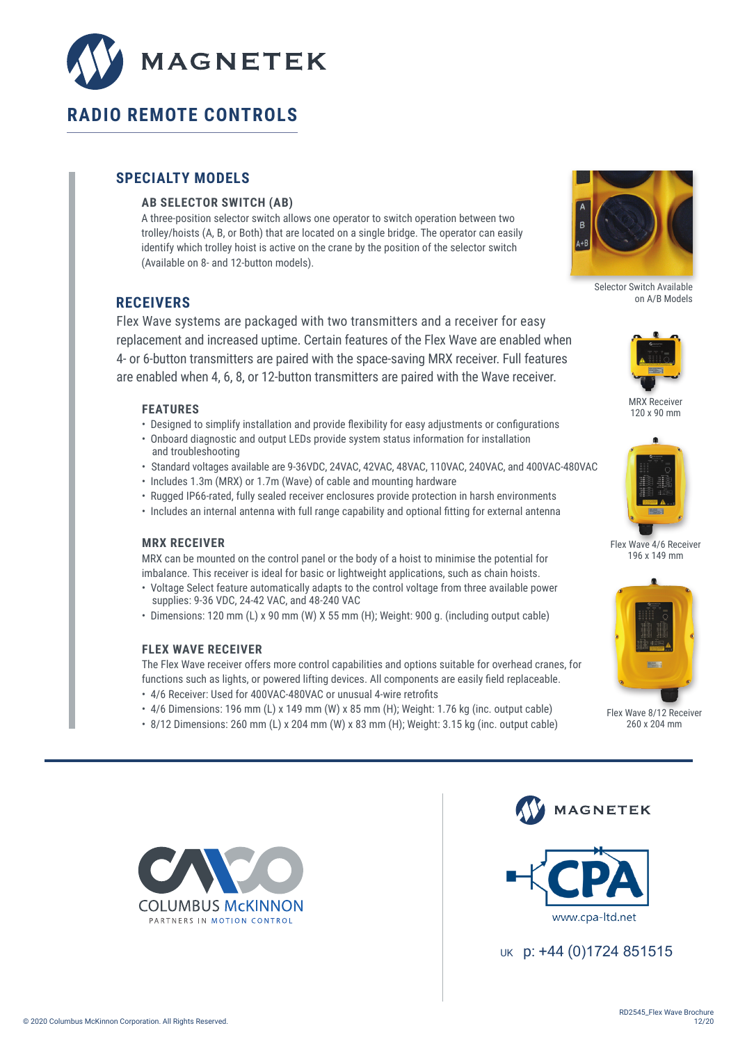# RADIO REMOTE CONTROLS

## SPECIALTY MODELS

### AB SELECTOR SWITCH (AB)

A three-position selector switch allows one operator to switch operation between two trolley/hoists (A, B, or Both) that are located on a single bridge. The operator can easily identify which trolley hoist is active on the crane by the position of the selector switch (Available on 8- and 12-button models).

Selector Switch Available on A/B Models

## RECEIVERS

Flex Wave systems are packaged with two transmitters and a receiver for easy replacement and increased uptime. Certain features of the Flex Wave are enabled when 4- or 6-button transmitters are paired with the space-saving MRX receiver. Full features are enabled when 4, 6, 8, or 12-button transmitters are paired with the Wave receiver.

### FEATURES

- Designed to simplify installation and provide flexibility for easy adjustments or configurations
- Onboard diagnostic and output LEDs provide system status information for installation and troubleshooting
- Standard voltages available are 9-36VDC, 24VAC, 42VAC, 48VAC, 110VAC, 240VAC, and 400VAC-480VAC
- Includes 1.3m (MRX) or 1.7m (Wave) of cable and mounting hardware
- Rugged IP66-rated, fully sealed receiver enclosures provide protection in harsh environments
- Includes an internal antenna with full range capability and optional fitting for external antenna

### MRX RECEIVER

MRX can be mounted on the control panel or the body of a hoist to minimise the potential for imbalance. This receiver is ideal for basic or lightweight applications, such as chain hoists.

- Voltage Select feature automatically adapts to the control voltage from three available power supplies: 9-36 VDC, 24-42 VAC, and 48-240 VAC
- Dimensions: 120 mm (L) x 90 mm (W) X 55 mm (H); Weight: 900 g. (including output cable)

### FLEX WAVE RECEIVER

The Flex Wave receiver offers more control capabilities and options suitable for overhead cranes, for functions such as lights, or powered lifting devices. All components are easily field replaceable.

- 4/6 Receiver: Used for 400VAC-480VAC or unusual 4-wire retrofits
- 4/6 Dimensions: 196 mm (L) x 149 mm (W) x 85 mm (H); Weight: 1.76 kg (inc. output cable)
- 8/12 Dimensions: 260 mm (L) x 204 mm (W) x 83 mm (H); Weight: 3.15 kg (inc. output cable)

MRX Receiver
120 x 90 mm

Flex Wave 4/6 Receiver
196 x 149 mm

Flex Wave 8/12 Receiver
260 x 204 mm

COLUMBUS McKINNON
PARTNERS IN MOTION CONTROL

MAGNETEK

CPA
www.cpa-ltd.net

UK p: +44 (0)1724 851515

© 2020 Columbus McKinnon Corporation. All Rights Reserved.

RD2545_Flex Wave Brochure
12/20